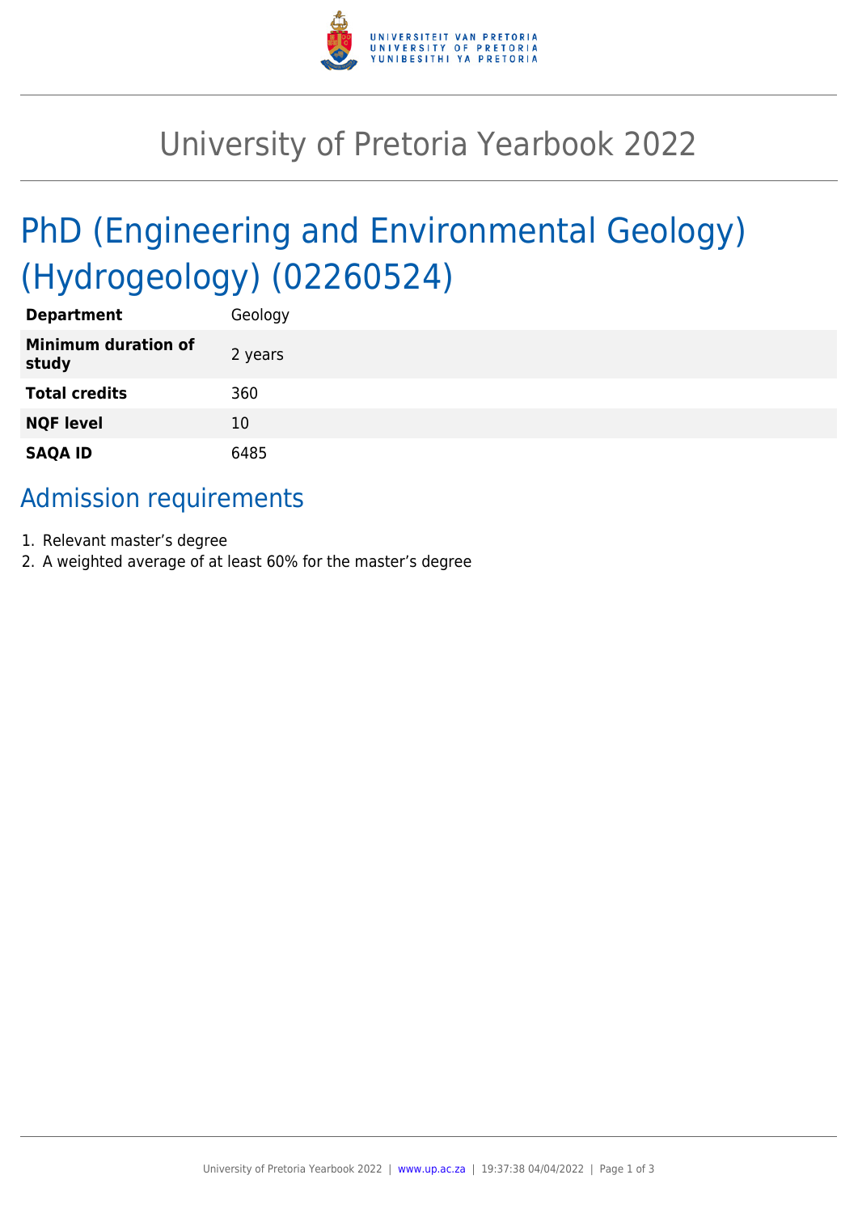# University of Pretoria Yearbook 2022

## PhD (Engineering and Environmental Geology) (Hydrogeology) (02260524)

| | |
|---|---|
| **Department** | Geology |
| **Minimum duration of study** | 2 years |
| **Total credits** | 360 |
| **NQF level** | 10 |
| **SAQA ID** | 6485 |

### Admission requirements

1. Relevant master's degree
2. A weighted average of at least 60% for the master's degree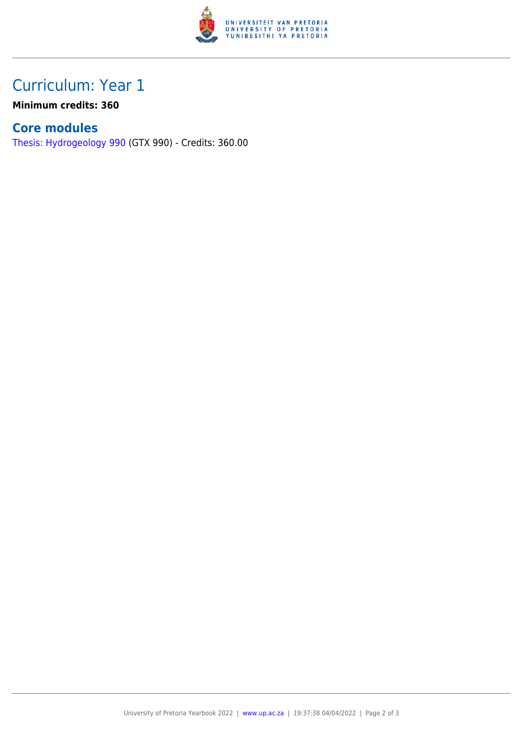## Curriculum: Year 1

**Minimum credits: 360**

### Core modules

Thesis: Hydrogeology 990 (GTX 990) - Credits: 360.00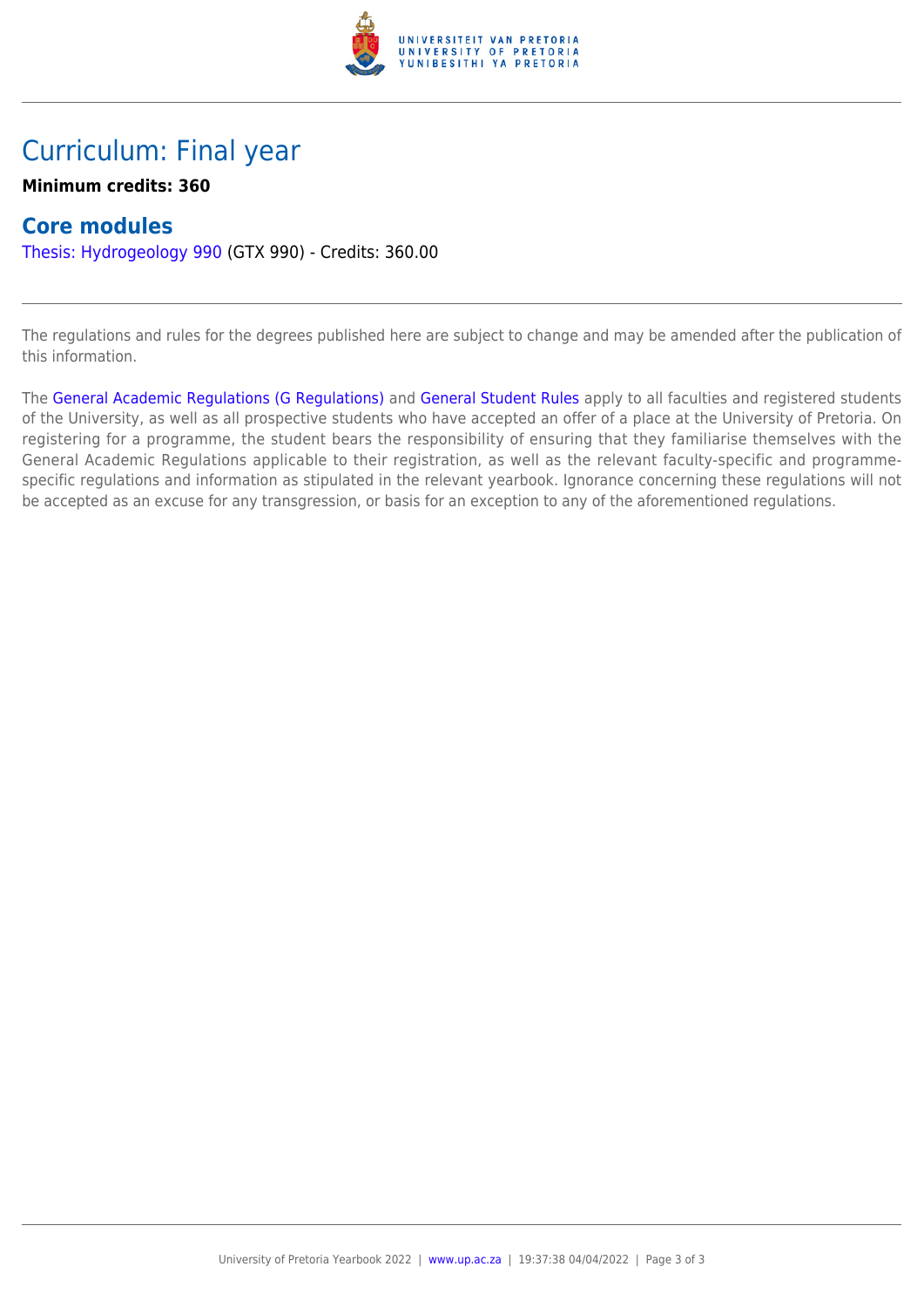# Curriculum: Final year

**Minimum credits: 360**

## Core modules

Thesis: Hydrogeology 990 (GTX 990) - Credits: 360.00

The regulations and rules for the degrees published here are subject to change and may be amended after the publication of this information.

The General Academic Regulations (G Regulations) and General Student Rules apply to all faculties and registered students of the University, as well as all prospective students who have accepted an offer of a place at the University of Pretoria. On registering for a programme, the student bears the responsibility of ensuring that they familiarise themselves with the General Academic Regulations applicable to their registration, as well as the relevant faculty-specific and programme-specific regulations and information as stipulated in the relevant yearbook. Ignorance concerning these regulations will not be accepted as an excuse for any transgression, or basis for an exception to any of the aforementioned regulations.